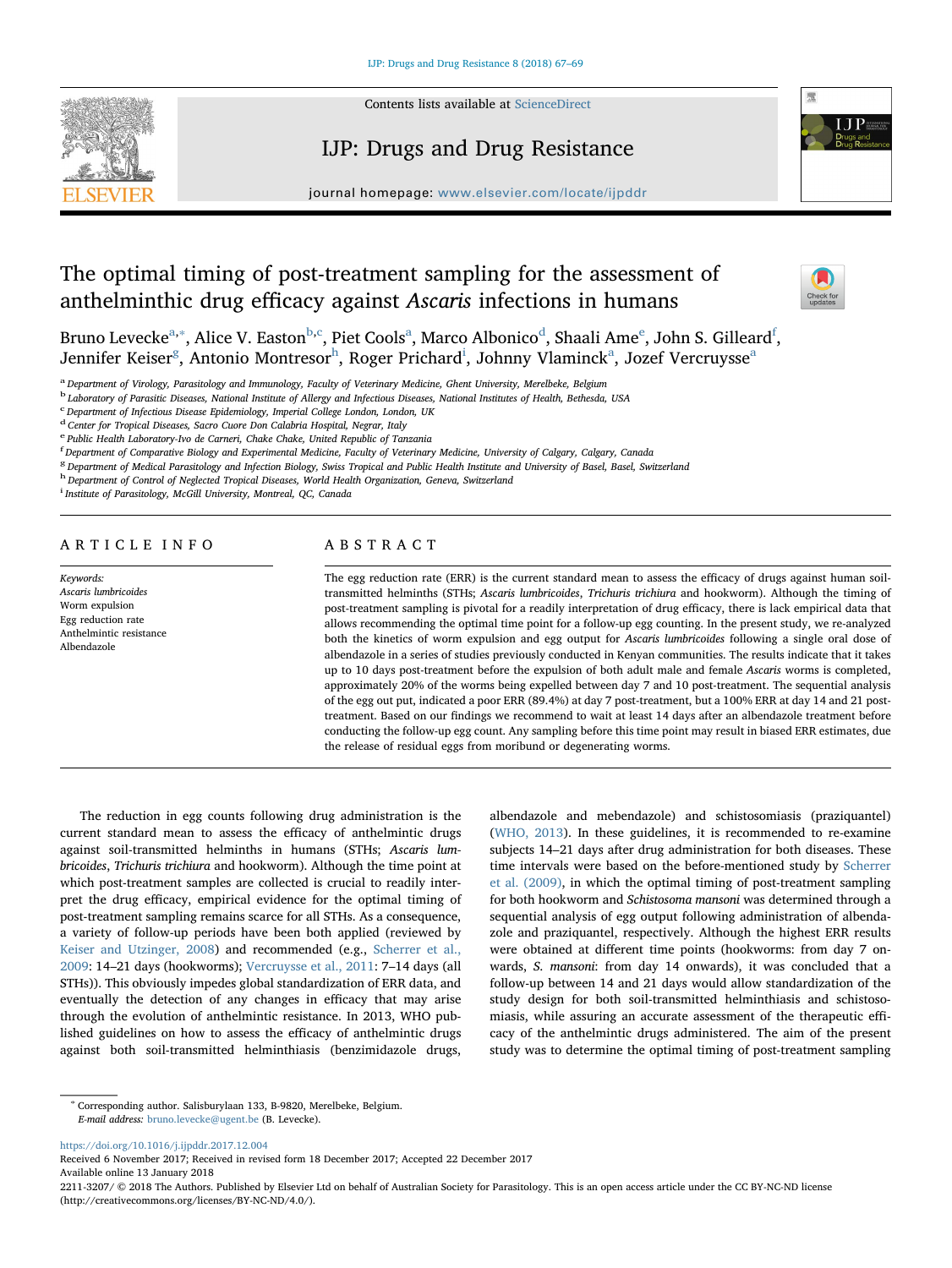# The optimal timing of post-treatment sampling for the assessment of anthelminthic drug efficacy against *Ascaris* infections in humans

Bruno Levecke[a,*], Alice V. Easton[b,c], Piet Cools[a], Marco Albonico[d], Shaali Ame[e], John S. Gilleard[f], Jennifer Keiser[g], Antonio Montresor[h], Roger Prichard[i], Johnny Vlaminck[a], Jozef Vercruysse[a]

[a] Department of Virology, Parasitology and Immunology, Faculty of Veterinary Medicine, Ghent University, Merelbeke, Belgium
[b] Laboratory of Parasitic Diseases, National Institute of Allergy and Infectious Diseases, National Institutes of Health, Bethesda, USA
[c] Department of Infectious Disease Epidemiology, Imperial College London, London, UK
[d] Center for Tropical Diseases, Sacro Cuore Don Calabria Hospital, Negrar, Italy
[e] Public Health Laboratory-Ivo de Carneri, Chake Chake, United Republic of Tanzania
[f] Department of Comparative Biology and Experimental Medicine, Faculty of Veterinary Medicine, University of Calgary, Calgary, Canada
[g] Department of Medical Parasitology and Infection Biology, Swiss Tropical and Public Health Institute and University of Basel, Basel, Switzerland
[h] Department of Control of Neglected Tropical Diseases, World Health Organization, Geneva, Switzerland
[i] Institute of Parasitology, McGill University, Montreal, QC, Canada

## ARTICLE INFO

*Keywords:*
*Ascaris lumbricoides*
Worm expulsion
Egg reduction rate
Anthelmintic resistance
Albendazole

## ABSTRACT

The egg reduction rate (ERR) is the current standard mean to assess the efficacy of drugs against human soil-transmitted helminths (STHs; *Ascaris lumbricoides*, *Trichuris trichiura* and hookworm). Although the timing of post-treatment sampling is pivotal for a readily interpretation of drug efficacy, there is lack empirical data that allows recommending the optimal time point for a follow-up egg counting. In the present study, we re-analyzed both the kinetics of worm expulsion and egg output for *Ascaris lumbricoides* following a single oral dose of albendazole in a series of studies previously conducted in Kenyan communities. The results indicate that it takes up to 10 days post-treatment before the expulsion of both adult male and female *Ascaris* worms is completed, approximately 20% of the worms being expelled between day 7 and 10 post-treatment. The sequential analysis of the egg out put, indicated a poor ERR (89.4%) at day 7 post-treatment, but a 100% ERR at day 14 and 21 post-treatment. Based on our findings we recommend to wait at least 14 days after an albendazole treatment before conducting the follow-up egg count. Any sampling before this time point may result in biased ERR estimates, due the release of residual eggs from moribund or degenerating worms.

The reduction in egg counts following drug administration is the current standard mean to assess the efficacy of anthelmintic drugs against soil-transmitted helminths in humans (STHs; *Ascaris lumbricoides*, *Trichuris trichiura* and hookworm). Although the time point at which post-treatment samples are collected is crucial to readily interpret the drug efficacy, empirical evidence for the optimal timing of post-treatment sampling remains scarce for all STHs. As a consequence, a variety of follow-up periods have been both applied (reviewed by Keiser and Utzinger, 2008) and recommended (e.g., Scherrer et al., 2009: 14–21 days (hookworms); Vercruysse et al., 2011: 7–14 days (all STHs)). This obviously impedes global standardization of ERR data, and eventually the detection of any changes in efficacy that may arise through the evolution of anthelmintic resistance. In 2013, WHO published guidelines on how to assess the efficacy of anthelmintic drugs against both soil-transmitted helminthiasis (benzimidazole drugs, albendazole and mebendazole) and schistosomiasis (praziquantel) (WHO, 2013). In these guidelines, it is recommended to re-examine subjects 14–21 days after drug administration for both diseases. These time intervals were based on the before-mentioned study by Scherrer et al. (2009), in which the optimal timing of post-treatment sampling for both hookworm and *Schistosoma mansoni* was determined through a sequential analysis of egg output following administration of albendazole and praziquantel, respectively. Although the highest ERR results were obtained at different time points (hookworms: from day 7 onwards, *S. mansoni*: from day 14 onwards), it was concluded that a follow-up between 14 and 21 days would allow standardization of the study design for both soil-transmitted helminthiasis and schistosomiasis, while assuring an accurate assessment of the therapeutic efficacy of the anthelmintic drugs administered. The aim of the present study was to determine the optimal timing of post-treatment sampling

---

* Corresponding author. Salisburylaan 133, B-9820, Merelbeke, Belgium.
*E-mail address:* bruno.levecke@ugent.be (B. Levecke).

https://doi.org/10.1016/j.ijpddr.2017.12.004
Received 6 November 2017; Received in revised form 18 December 2017; Accepted 22 December 2017
Available online 13 January 2018
2211-3207/ © 2018 The Authors. Published by Elsevier Ltd on behalf of Australian Society for Parasitology. This is an open access article under the CC BY-NC-ND license (http://creativecommons.org/licenses/BY-NC-ND/4.0/).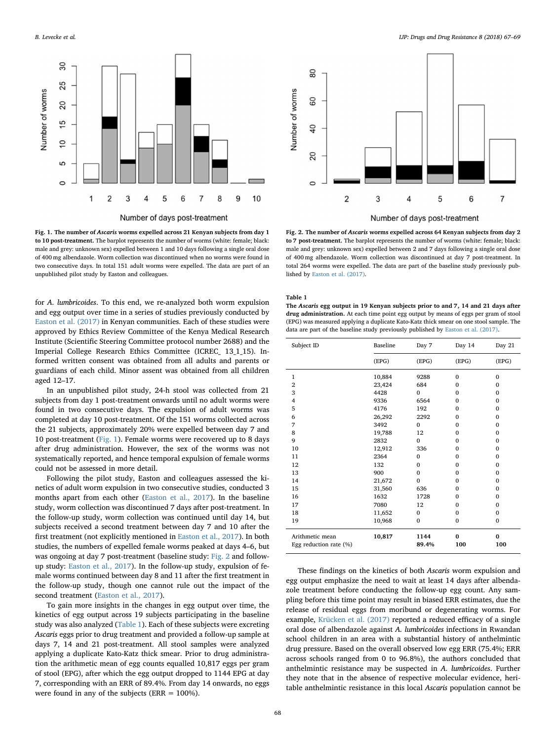Fig. 1. **The number of *Ascaris* worms expelled across 21 Kenyan subjects from day 1 to 10 post-treatment.** The barplot represents the number of worms (white: female; black: male and grey: unknown sex) expelled between 1 and 10 days following a single oral dose of 400 mg albendazole. Worm collection was discontinued when no worms were found in two consecutive days. In total 151 adult worms were expelled. The data are part of an unpublished pilot study by Easton and colleagues.

Fig. 2. **The number of *Ascaris* worms expelled across 64 Kenyan subjects from day 2 to 7 post-treatment.** The barplot represents the number of worms (white: female; black: male and grey: unknown sex) expelled between 2 and 7 days following a single oral dose of 400 mg albendazole. Worm collection was discontinued at day 7 post-treatment. In total 264 worms were expelled. The data are part of the baseline study previously published by Easton et al. (2017).

for *A. lumbricoides*. To this end, we re-analyzed both worm expulsion and egg output over time in a series of studies previously conducted by Easton et al. (2017) in Kenyan communities. Each of these studies were approved by Ethics Review Committee of the Kenya Medical Research Institute (Scientific Steering Committee protocol number 2688) and the Imperial College Research Ethics Committee (ICREC_ 13_1_15). Informed written consent was obtained from all adults and parents or guardians of each child. Minor assent was obtained from all children aged 12–17.

In an unpublished pilot study, 24-h stool was collected from 21 subjects from day 1 post-treatment onwards until no adult worms were found in two consecutive days. The expulsion of adult worms was completed at day 10 post-treatment. Of the 151 worms collected across the 21 subjects, approximately 20% were expelled between day 7 and 10 post-treatment (Fig. 1). Female worms were recovered up to 8 days after drug administration. However, the sex of the worms was not systematically reported, and hence temporal expulsion of female worms could not be assessed in more detail.

Following the pilot study, Easton and colleagues assessed the kinetics of adult worm expulsion in two consecutive studies, conducted 3 months apart from each other (Easton et al., 2017). In the baseline study, worm collection was discontinued 7 days after post-treatment. In the follow-up study, worm collection was continued until day 14, but subjects received a second treatment between day 7 and 10 after the first treatment (not explicitly mentioned in Easton et al., 2017). In both studies, the numbers of expelled female worms peaked at days 4–6, but was ongoing at day 7 post-treatment (baseline study: Fig. 2 and follow-up study: Easton et al., 2017). In the follow-up study, expulsion of female worms continued between day 8 and 11 after the first treatment in the follow-up study, though one cannot rule out the impact of the second treatment (Easton et al., 2017).

To gain more insights in the changes in egg output over time, the kinetics of egg output across 19 subjects participating in the baseline study was also analyzed (Table 1). Each of these subjects were excreting *Ascaris* eggs prior to drug treatment and provided a follow-up sample at days 7, 14 and 21 post-treatment. All stool samples were analyzed applying a duplicate Kato-Katz thick smear. Prior to drug administration the arithmetic mean of egg counts equalled 10,817 eggs per gram of stool (EPG), after which the egg output dropped to 1144 EPG at day 7, corresponding with an ERR of 89.4%. From day 14 onwards, no eggs were found in any of the subjects (ERR = 100%).

**Table 1**
**The *Ascaris* egg output in 19 Kenyan subjects prior to and 7, 14 and 21 days after drug administration.** At each time point egg output by means of eggs per gram of stool (EPG) was measured applying a duplicate Kato-Katz thick smear on one stool sample. The data are part of the baseline study previously published by Easton et al. (2017).

| Subject ID | Baseline | Day 7 | Day 14 | Day 21 |
|---|---|---|---|---|
| | (EPG) | (EPG) | (EPG) | (EPG) |
| 1 | 10,884 | 9288 | 0 | 0 |
| 2 | 23,424 | 684 | 0 | 0 |
| 3 | 4428 | 0 | 0 | 0 |
| 4 | 9336 | 6564 | 0 | 0 |
| 5 | 4176 | 192 | 0 | 0 |
| 6 | 26,292 | 2292 | 0 | 0 |
| 7 | 3492 | 0 | 0 | 0 |
| 8 | 19,788 | 12 | 0 | 0 |
| 9 | 2832 | 0 | 0 | 0 |
| 10 | 12,912 | 336 | 0 | 0 |
| 11 | 2364 | 0 | 0 | 0 |
| 12 | 132 | 0 | 0 | 0 |
| 13 | 900 | 0 | 0 | 0 |
| 14 | 21,672 | 0 | 0 | 0 |
| 15 | 31,560 | 636 | 0 | 0 |
| 16 | 1632 | 1728 | 0 | 0 |
| 17 | 7080 | 12 | 0 | 0 |
| 18 | 11,652 | 0 | 0 | 0 |
| 19 | 10,968 | 0 | 0 | 0 |
| Arithmetic mean | **10,817** | **1144** | **0** | **0** |
| Egg reduction rate (%) | | **89.4%** | **100** | **100** |

These findings on the kinetics of both *Ascaris* worm expulsion and egg output emphasize the need to wait at least 14 days after albendazole treatment before conducting the follow-up egg count. Any sampling before this time point may result in biased ERR estimates, due the release of residual eggs from moribund or degenerating worms. For example, Krücken et al. (2017) reported a reduced efficacy of a single oral dose of albendazole against *A. lumbricoides* infections in Rwandan school children in an area with a substantial history of anthelmintic drug pressure. Based on the overall observed low egg ERR (75.4%; ERR across schools ranged from 0 to 96.8%), the authors concluded that anthelmintic resistance may be suspected in *A. lumbricoides*. Further they note that in the absence of respective molecular evidence, heritable anthelmintic resistance in this local *Ascaris* population cannot be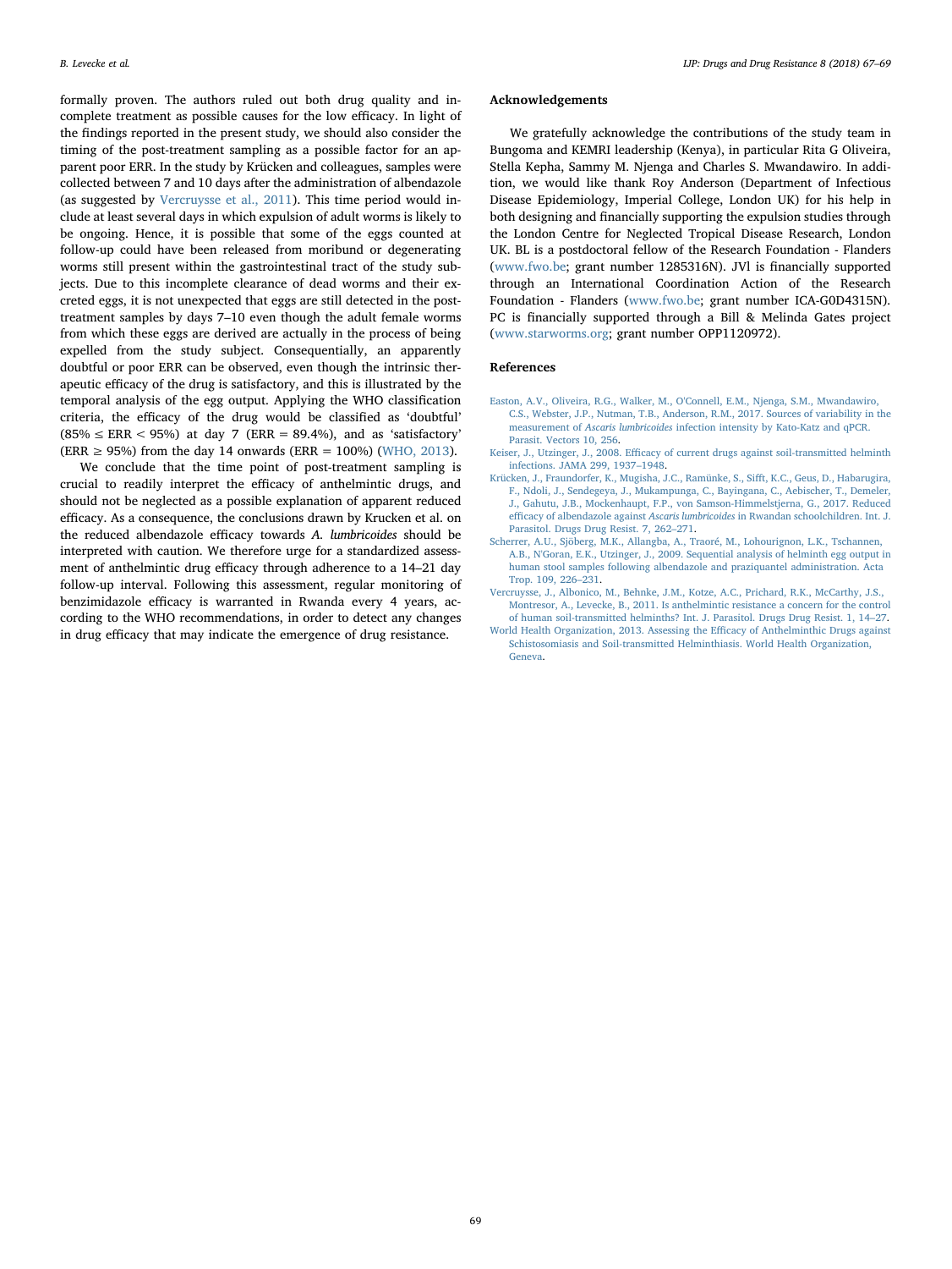formally proven. The authors ruled out both drug quality and incomplete treatment as possible causes for the low efficacy. In light of the findings reported in the present study, we should also consider the timing of the post-treatment sampling as a possible factor for an apparent poor ERR. In the study by Krücken and colleagues, samples were collected between 7 and 10 days after the administration of albendazole (as suggested by Vercruysse et al., 2011). This time period would include at least several days in which expulsion of adult worms is likely to be ongoing. Hence, it is possible that some of the eggs counted at follow-up could have been released from moribund or degenerating worms still present within the gastrointestinal tract of the study subjects. Due to this incomplete clearance of dead worms and their excreted eggs, it is not unexpected that eggs are still detected in the post-treatment samples by days 7–10 even though the adult female worms from which these eggs are derived are actually in the process of being expelled from the study subject. Consequentially, an apparently doubtful or poor ERR can be observed, even though the intrinsic therapeutic efficacy of the drug is satisfactory, and this is illustrated by the temporal analysis of the egg output. Applying the WHO classification criteria, the efficacy of the drug would be classified as 'doubtful' ($85\% \leq \text{ERR} < 95\%$) at day 7 (ERR = 89.4%), and as 'satisfactory' ($\text{ERR} \geq 95\%$) from the day 14 onwards (ERR = 100%) (WHO, 2013).

We conclude that the time point of post-treatment sampling is crucial to readily interpret the efficacy of anthelmintic drugs, and should not be neglected as a possible explanation of apparent reduced efficacy. As a consequence, the conclusions drawn by Krucken et al. on the reduced albendazole efficacy towards *A. lumbricoides* should be interpreted with caution. We therefore urge for a standardized assessment of anthelmintic drug efficacy through adherence to a 14–21 day follow-up interval. Following this assessment, regular monitoring of benzimidazole efficacy is warranted in Rwanda every 4 years, according to the WHO recommendations, in order to detect any changes in drug efficacy that may indicate the emergence of drug resistance.

## Acknowledgements

We gratefully acknowledge the contributions of the study team in Bungoma and KEMRI leadership (Kenya), in particular Rita G Oliveira, Stella Kepha, Sammy M. Njenga and Charles S. Mwandawiro. In addition, we would like thank Roy Anderson (Department of Infectious Disease Epidemiology, Imperial College, London UK) for his help in both designing and financially supporting the expulsion studies through the London Centre for Neglected Tropical Disease Research, London UK. BL is a postdoctoral fellow of the Research Foundation - Flanders (www.fwo.be; grant number 1285316N). JVl is financially supported through an International Coordination Action of the Research Foundation - Flanders (www.fwo.be; grant number ICA-G0D4315N). PC is financially supported through a Bill & Melinda Gates project (www.starworms.org; grant number OPP1120972).

## References

Easton, A.V., Oliveira, R.G., Walker, M., O'Connell, E.M., Njenga, S.M., Mwandawiro, C.S., Webster, J.P., Nutman, T.B., Anderson, R.M., 2017. Sources of variability in the measurement of *Ascaris lumbricoides* infection intensity by Kato-Katz and qPCR. Parasit. Vectors 10, 256.

Keiser, J., Utzinger, J., 2008. Efficacy of current drugs against soil-transmitted helminth infections. JAMA 299, 1937–1948.

Krücken, J., Fraundorfer, K., Mugisha, J.C., Ramünke, S., Sifft, K.C., Geus, D., Habarugira, F., Ndoli, J., Sendegeya, J., Mukampunga, C., Bayingana, C., Aebischer, T., Demeler, J., Gahutu, J.B., Mockenhaupt, F.P., von Samson-Himmelstjerna, G., 2017. Reduced efficacy of albendazole against *Ascaris lumbricoides* in Rwandan schoolchildren. Int. J. Parasitol. Drugs Drug Resist. 7, 262–271.

Scherrer, A.U., Sjöberg, M.K., Allangba, A., Traoré, M., Lohourignon, L.K., Tschannen, A.B., N'Goran, E.K., Utzinger, J., 2009. Sequential analysis of helminth egg output in human stool samples following albendazole and praziquantel administration. Acta Trop. 109, 226–231.

Vercruysse, J., Albonico, M., Behnke, J.M., Kotze, A.C., Prichard, R.K., McCarthy, J.S., Montresor, A., Levecke, B., 2011. Is anthelmintic resistance a concern for the control of human soil-transmitted helminths? Int. J. Parasitol. Drugs Drug Resist. 1, 14–27.

World Health Organization, 2013. Assessing the Efficacy of Anthelminthic Drugs against Schistosomiasis and Soil-transmitted Helminthiasis. World Health Organization, Geneva.